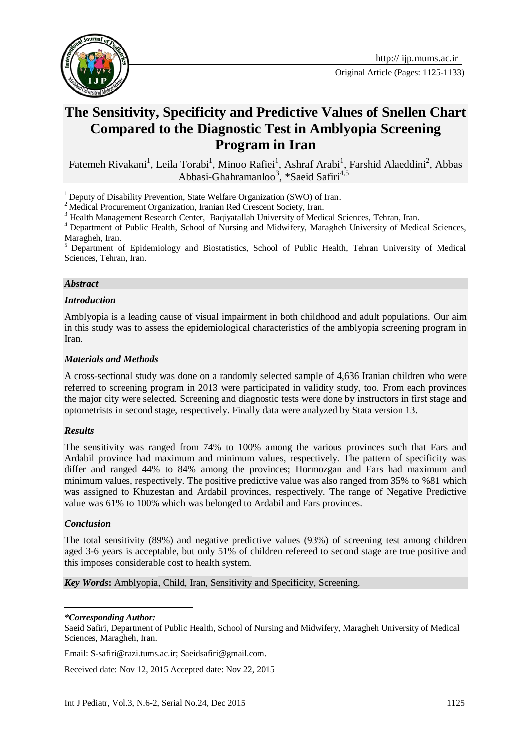# The Sensitivity, Specificity and Predictive Values of Snellen Chart Compared to the Diagnostic Test in Amblyopia Screening Program in Iran

Fatemeh Rivakani[1], Leila Torabi[1], Minoo Rafiei[1], Ashraf Arabi[1], Farshid Alaeddini[2], Abbas Abbasi-Ghahramanloo[3], *Saeid Safiri[4,5]

[1] Deputy of Disability Prevention, State Welfare Organization (SWO) of Iran.

[2] Medical Procurement Organization, Iranian Red Crescent Society, Iran.

[3] Health Management Research Center, Baqiyatallah University of Medical Sciences, Tehran, Iran.

[4] Department of Public Health, School of Nursing and Midwifery, Maragheh University of Medical Sciences, Maragheh, Iran.

[5] Department of Epidemiology and Biostatistics, School of Public Health, Tehran University of Medical Sciences, Tehran, Iran.

### *Abstract*

#### *Introduction*

Amblyopia is a leading cause of visual impairment in both childhood and adult populations. Our aim in this study was to assess the epidemiological characteristics of the amblyopia screening program in Iran.

#### *Materials and Methods*

A cross-sectional study was done on a randomly selected sample of 4,636 Iranian children who were referred to screening program in 2013 were participated in validity study, too. From each provinces the major city were selected. Screening and diagnostic tests were done by instructors in first stage and optometrists in second stage, respectively. Finally data were analyzed by Stata version 13.

#### *Results*

The sensitivity was ranged from 74% to 100% among the various provinces such that Fars and Ardabil province had maximum and minimum values, respectively. The pattern of specificity was differ and ranged 44% to 84% among the provinces; Hormozgan and Fars had maximum and minimum values, respectively. The positive predictive value was also ranged from 35% to %81 which was assigned to Khuzestan and Ardabil provinces, respectively. The range of Negative Predictive value was 61% to 100% which was belonged to Ardabil and Fars provinces.

#### *Conclusion*

The total sensitivity (89%) and negative predictive values (93%) of screening test among children aged 3-6 years is acceptable, but only 51% of children refereed to second stage are true positive and this imposes considerable cost to health system.

***Key Words*:** Amblyopia, Child, Iran, Sensitivity and Specificity, Screening.

---

***\*Corresponding Author:***

Saeid Safiri, Department of Public Health, School of Nursing and Midwifery, Maragheh University of Medical Sciences, Maragheh, Iran.

Email: S-safiri@razi.tums.ac.ir; Saeidsafiri@gmail.com.

Received date: Nov 12, 2015 Accepted date: Nov 22, 2015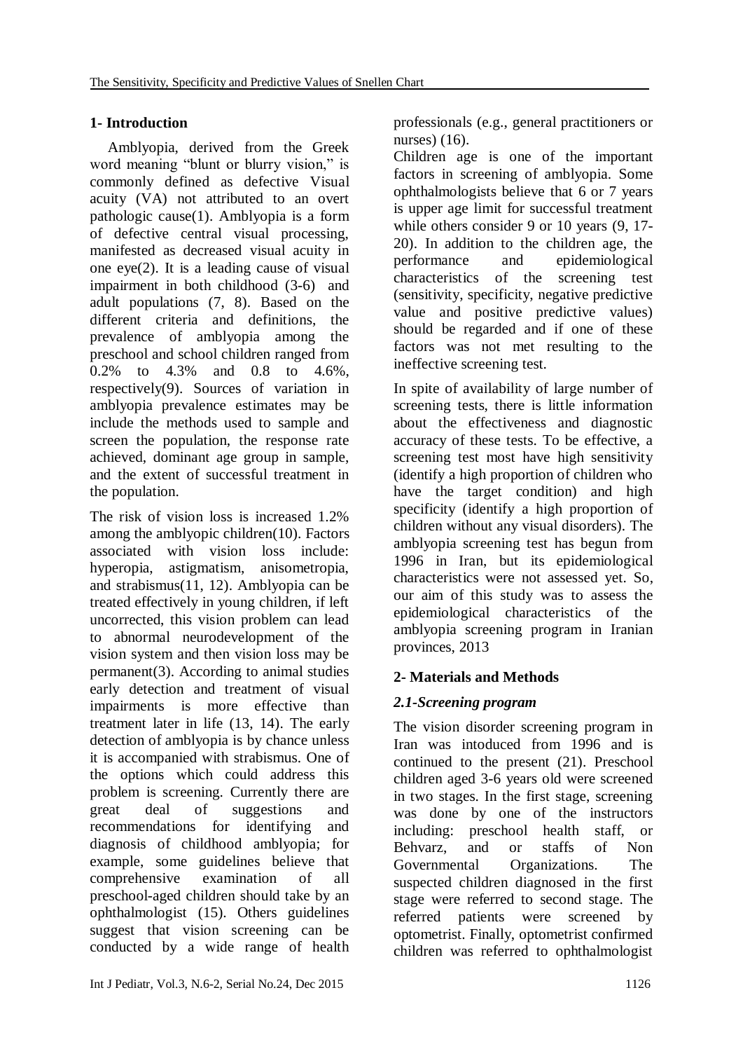## 1- Introduction

Amblyopia, derived from the Greek word meaning "blunt or blurry vision," is commonly defined as defective Visual acuity (VA) not attributed to an overt pathologic cause(1). Amblyopia is a form of defective central visual processing, manifested as decreased visual acuity in one eye(2). It is a leading cause of visual impairment in both childhood (3-6) and adult populations (7, 8). Based on the different criteria and definitions, the prevalence of amblyopia among the preschool and school children ranged from 0.2% to 4.3% and 0.8 to 4.6%, respectively(9). Sources of variation in amblyopia prevalence estimates may be include the methods used to sample and screen the population, the response rate achieved, dominant age group in sample, and the extent of successful treatment in the population.

The risk of vision loss is increased 1.2% among the amblyopic children(10). Factors associated with vision loss include: hyperopia, astigmatism, anisometropia, and strabismus(11, 12). Amblyopia can be treated effectively in young children, if left uncorrected, this vision problem can lead to abnormal neurodevelopment of the vision system and then vision loss may be permanent(3). According to animal studies early detection and treatment of visual impairments is more effective than treatment later in life (13, 14). The early detection of amblyopia is by chance unless it is accompanied with strabismus. One of the options which could address this problem is screening. Currently there are great deal of suggestions and recommendations for identifying and diagnosis of childhood amblyopia; for example, some guidelines believe that comprehensive examination of all preschool-aged children should take by an ophthalmologist (15). Others guidelines suggest that vision screening can be conducted by a wide range of health professionals (e.g., general practitioners or nurses) (16).

Children age is one of the important factors in screening of amblyopia. Some ophthalmologists believe that 6 or 7 years is upper age limit for successful treatment while others consider 9 or 10 years (9, 17-20). In addition to the children age, the performance and epidemiological characteristics of the screening test (sensitivity, specificity, negative predictive value and positive predictive values) should be regarded and if one of these factors was not met resulting to the ineffective screening test.

In spite of availability of large number of screening tests, there is little information about the effectiveness and diagnostic accuracy of these tests. To be effective, a screening test most have high sensitivity (identify a high proportion of children who have the target condition) and high specificity (identify a high proportion of children without any visual disorders). The amblyopia screening test has begun from 1996 in Iran, but its epidemiological characteristics were not assessed yet. So, our aim of this study was to assess the epidemiological characteristics of the amblyopia screening program in Iranian provinces, 2013

## 2- Materials and Methods

### *2.1-Screening program*

The vision disorder screening program in Iran was intoduced from 1996 and is continued to the present (21). Preschool children aged 3-6 years old were screened in two stages. In the first stage, screening was done by one of the instructors including: preschool health staff, or Behvarz, and or staffs of Non Governmental Organizations. The suspected children diagnosed in the first stage were referred to second stage. The referred patients were screened by optometrist. Finally, optometrist confirmed children was referred to ophthalmologist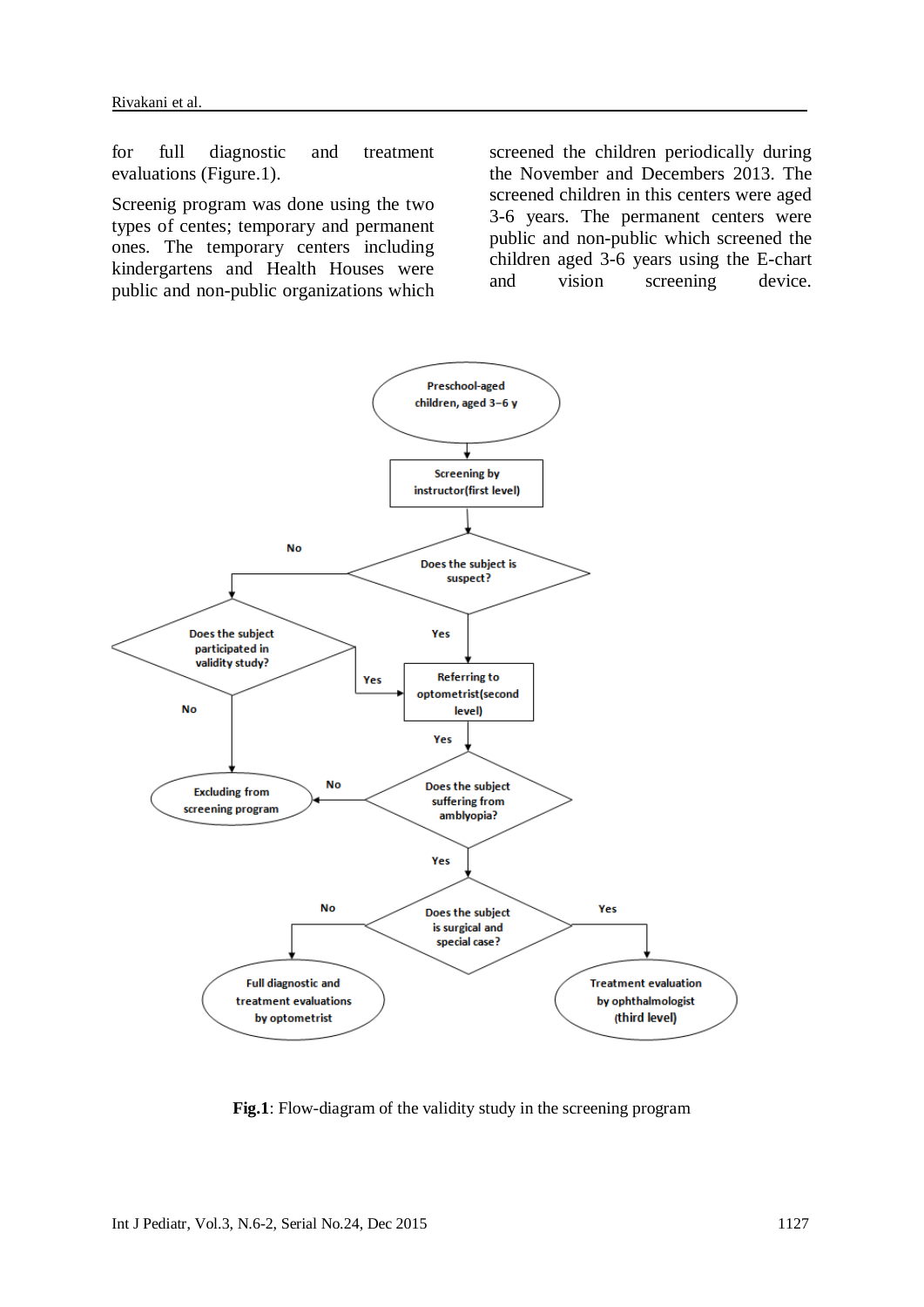for full diagnostic and treatment evaluations (Figure.1).

Screenig program was done using the two types of centes; temporary and permanent ones. The temporary centers including kindergartens and Health Houses were public and non-public organizations which screened the children periodically during the November and Decembers 2013. The screened children in this centers were aged 3-6 years. The permanent centers were public and non-public which screened the children aged 3-6 years using the E-chart and vision screening device.

**Fig.1**: Flow-diagram of the validity study in the screening program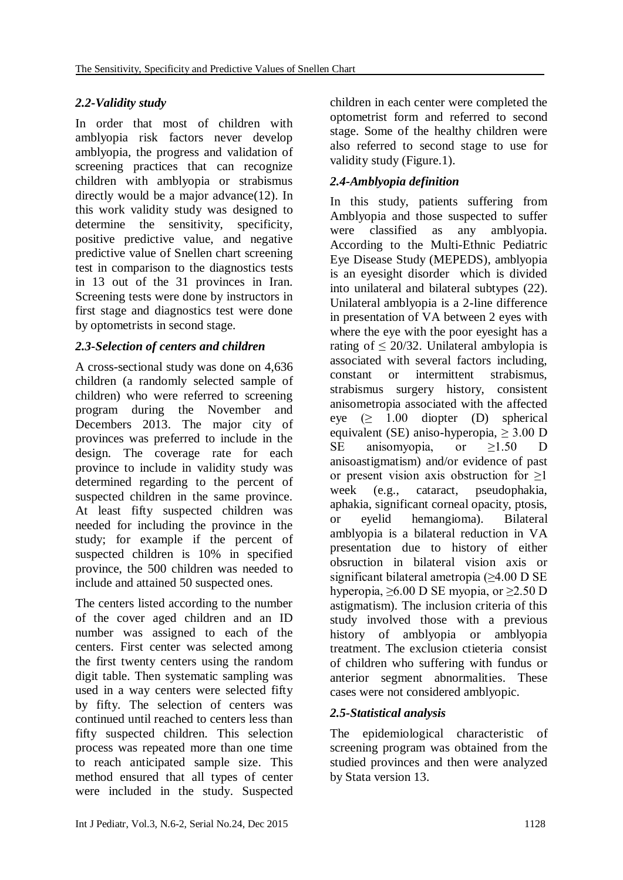### *2.2-Validity study*

In order that most of children with amblyopia risk factors never develop amblyopia, the progress and validation of screening practices that can recognize children with amblyopia or strabismus directly would be a major advance(12). In this work validity study was designed to determine the sensitivity, specificity, positive predictive value, and negative predictive value of Snellen chart screening test in comparison to the diagnostics tests in 13 out of the 31 provinces in Iran. Screening tests were done by instructors in first stage and diagnostics test were done by optometrists in second stage.

### *2.3-Selection of centers and children*

A cross-sectional study was done on 4,636 children (a randomly selected sample of children) who were referred to screening program during the November and Decembers 2013. The major city of provinces was preferred to include in the design. The coverage rate for each province to include in validity study was determined regarding to the percent of suspected children in the same province. At least fifty suspected children was needed for including the province in the study; for example if the percent of suspected children is 10% in specified province, the 500 children was needed to include and attained 50 suspected ones.

The centers listed according to the number of the cover aged children and an ID number was assigned to each of the centers. First center was selected among the first twenty centers using the random digit table. Then systematic sampling was used in a way centers were selected fifty by fifty. The selection of centers was continued until reached to centers less than fifty suspected children. This selection process was repeated more than one time to reach anticipated sample size. This method ensured that all types of center were included in the study. Suspected children in each center were completed the optometrist form and referred to second stage. Some of the healthy children were also referred to second stage to use for validity study (Figure.1).

### *2.4-Amblyopia definition*

In this study, patients suffering from Amblyopia and those suspected to suffer were classified as any amblyopia. According to the Multi-Ethnic Pediatric Eye Disease Study (MEPEDS), amblyopia is an eyesight disorder which is divided into unilateral and bilateral subtypes (22). Unilateral amblyopia is a 2-line difference in presentation of VA between 2 eyes with where the eye with the poor eyesight has a rating of ≤ 20/32. Unilateral ambylopia is associated with several factors including, constant or intermittent strabismus, strabismus surgery history, consistent anisometropia associated with the affected eye (≥ 1.00 diopter (D) spherical equivalent (SE) aniso-hyperopia, ≥ 3.00 D SE anisomyopia, or ≥1.50 D anisoastigmatism) and/or evidence of past or present vision axis obstruction for ≥1 week (e.g., cataract, pseudophakia, aphakia, significant corneal opacity, ptosis, or eyelid hemangioma). Bilateral amblyopia is a bilateral reduction in VA presentation due to history of either obsruction in bilateral vision axis or significant bilateral ametropia (≥4.00 D SE hyperopia, ≥6.00 D SE myopia, or ≥2.50 D astigmatism). The inclusion criteria of this study involved those with a previous history of amblyopia or amblyopia treatment. The exclusion ctieteria consist of children who suffering with fundus or anterior segment abnormalities. These cases were not considered amblyopic.

### *2.5-Statistical analysis*

The epidemiological characteristic of screening program was obtained from the studied provinces and then were analyzed by Stata version 13.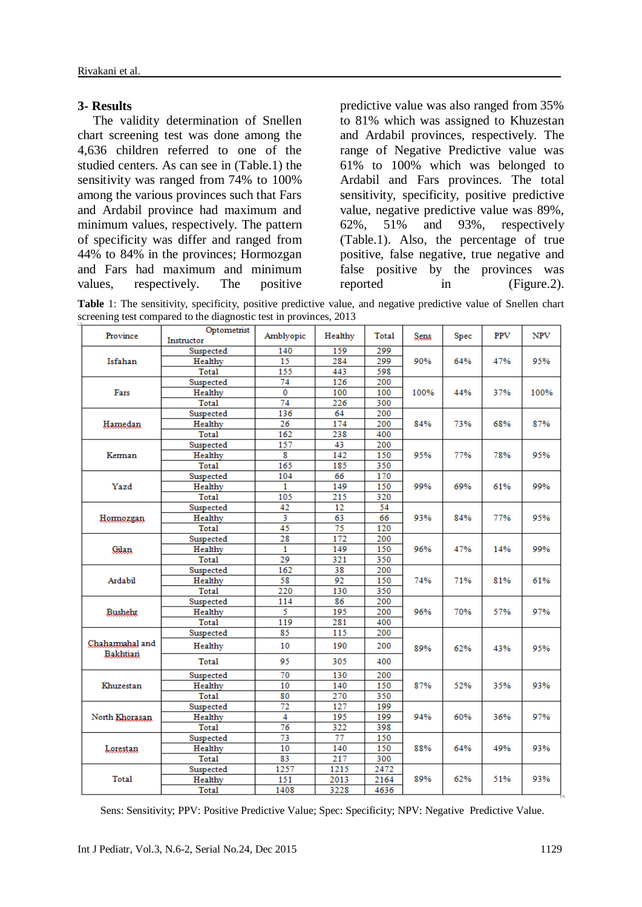## 3- Results

The validity determination of Snellen chart screening test was done among the 4,636 children referred to one of the studied centers. As can see in (Table.1) the sensitivity was ranged from 74% to 100% among the various provinces such that Fars and Ardabil province had maximum and minimum values, respectively. The pattern of specificity was differ and ranged from 44% to 84% in the provinces; Hormozgan and Fars had maximum and minimum values, respectively. The positive predictive value was also ranged from 35% to 81% which was assigned to Khuzestan and Ardabil provinces, respectively. The range of Negative Predictive value was 61% to 100% which was belonged to Ardabil and Fars provinces. The total sensitivity, specificity, positive predictive value, negative predictive value was 89%, 62%, 51% and 93%, respectively (Table.1). Also, the percentage of true positive, false negative, true negative and false positive by the provinces was reported in (Figure.2).

**Table** 1: The sensitivity, specificity, positive predictive value, and negative predictive value of Snellen chart screening test compared to the diagnostic test in provinces, 2013

| Province | Instructor \ Optometrist | Amblyopic | Healthy | Total | Sens | Spec | PPV | NPV |
|---|---|---|---|---|---|---|---|---|
| Isfahan | Suspected | 140 | 159 | 299 | 90% | 64% | 47% | 95% |
| | Healthy | 15 | 284 | 299 | | | | |
| | Total | 155 | 443 | 598 | | | | |
| Fars | Suspected | 74 | 126 | 200 | 100% | 44% | 37% | 100% |
| | Healthy | 0 | 100 | 100 | | | | |
| | Total | 74 | 226 | 300 | | | | |
| Hamedan | Suspected | 136 | 64 | 200 | 84% | 73% | 68% | 87% |
| | Healthy | 26 | 174 | 200 | | | | |
| | Total | 162 | 238 | 400 | | | | |
| Kerman | Suspected | 157 | 43 | 200 | 95% | 77% | 78% | 95% |
| | Healthy | 8 | 142 | 150 | | | | |
| | Total | 165 | 185 | 350 | | | | |
| Yazd | Suspected | 104 | 66 | 170 | 99% | 69% | 61% | 99% |
| | Healthy | 1 | 149 | 150 | | | | |
| | Total | 105 | 215 | 320 | | | | |
| Hormozgan | Suspected | 42 | 12 | 54 | 93% | 84% | 77% | 95% |
| | Healthy | 3 | 63 | 66 | | | | |
| | Total | 45 | 75 | 120 | | | | |
| Gilan | Suspected | 28 | 172 | 200 | 96% | 47% | 14% | 99% |
| | Healthy | 1 | 149 | 150 | | | | |
| | Total | 29 | 321 | 350 | | | | |
| Ardabil | Suspected | 162 | 38 | 200 | 74% | 71% | 81% | 61% |
| | Healthy | 58 | 92 | 150 | | | | |
| | Total | 220 | 130 | 350 | | | | |
| Bushehr | Suspected | 114 | 86 | 200 | 96% | 70% | 57% | 97% |
| | Healthy | 5 | 195 | 200 | | | | |
| | Total | 119 | 281 | 400 | | | | |
| Chahammahal and Bakhtiari | Suspected | 85 | 115 | 200 | 89% | 62% | 43% | 95% |
| | Healthy | 10 | 190 | 200 | | | | |
| | Total | 95 | 305 | 400 | | | | |
| Khuzestan | Suspected | 70 | 130 | 200 | 87% | 52% | 35% | 93% |
| | Healthy | 10 | 140 | 150 | | | | |
| | Total | 80 | 270 | 350 | | | | |
| North Khorasan | Suspected | 72 | 127 | 199 | 94% | 60% | 36% | 97% |
| | Healthy | 4 | 195 | 199 | | | | |
| | Total | 76 | 322 | 398 | | | | |
| Lorestan | Suspected | 73 | 77 | 150 | 88% | 64% | 49% | 93% |
| | Healthy | 10 | 140 | 150 | | | | |
| | Total | 83 | 217 | 300 | | | | |
| Total | Suspected | 1257 | 1215 | 2472 | 89% | 62% | 51% | 93% |
| | Healthy | 151 | 2013 | 2164 | | | | |
| | Total | 1408 | 3228 | 4636 | | | | |

Sens: Sensitivity; PPV: Positive Predictive Value; Spec: Specificity; NPV: Negative Predictive Value.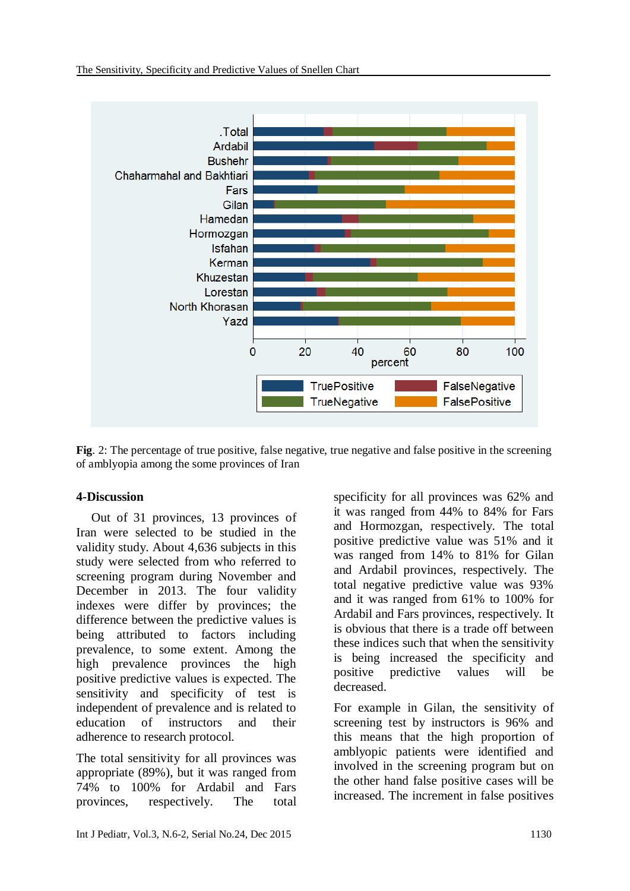**Fig**. 2: The percentage of true positive, false negative, true negative and false positive in the screening of amblyopia among the some provinces of Iran

## 4-Discussion

Out of 31 provinces, 13 provinces of Iran were selected to be studied in the validity study. About 4,636 subjects in this study were selected from who referred to screening program during November and December in 2013. The four validity indexes were differ by provinces; the difference between the predictive values is being attributed to factors including prevalence, to some extent. Among the high prevalence provinces the high positive predictive values is expected. The sensitivity and specificity of test is independent of prevalence and is related to education of instructors and their adherence to research protocol.

The total sensitivity for all provinces was appropriate (89%), but it was ranged from 74% to 100% for Ardabil and Fars provinces, respectively. The total specificity for all provinces was 62% and it was ranged from 44% to 84% for Fars and Hormozgan, respectively. The total positive predictive value was 51% and it was ranged from 14% to 81% for Gilan and Ardabil provinces, respectively. The total negative predictive value was 93% and it was ranged from 61% to 100% for Ardabil and Fars provinces, respectively. It is obvious that there is a trade off between these indices such that when the sensitivity is being increased the specificity and positive predictive values will be decreased.

For example in Gilan, the sensitivity of screening test by instructors is 96% and this means that the high proportion of amblyopic patients were identified and involved in the screening program but on the other hand false positive cases will be increased. The increment in false positives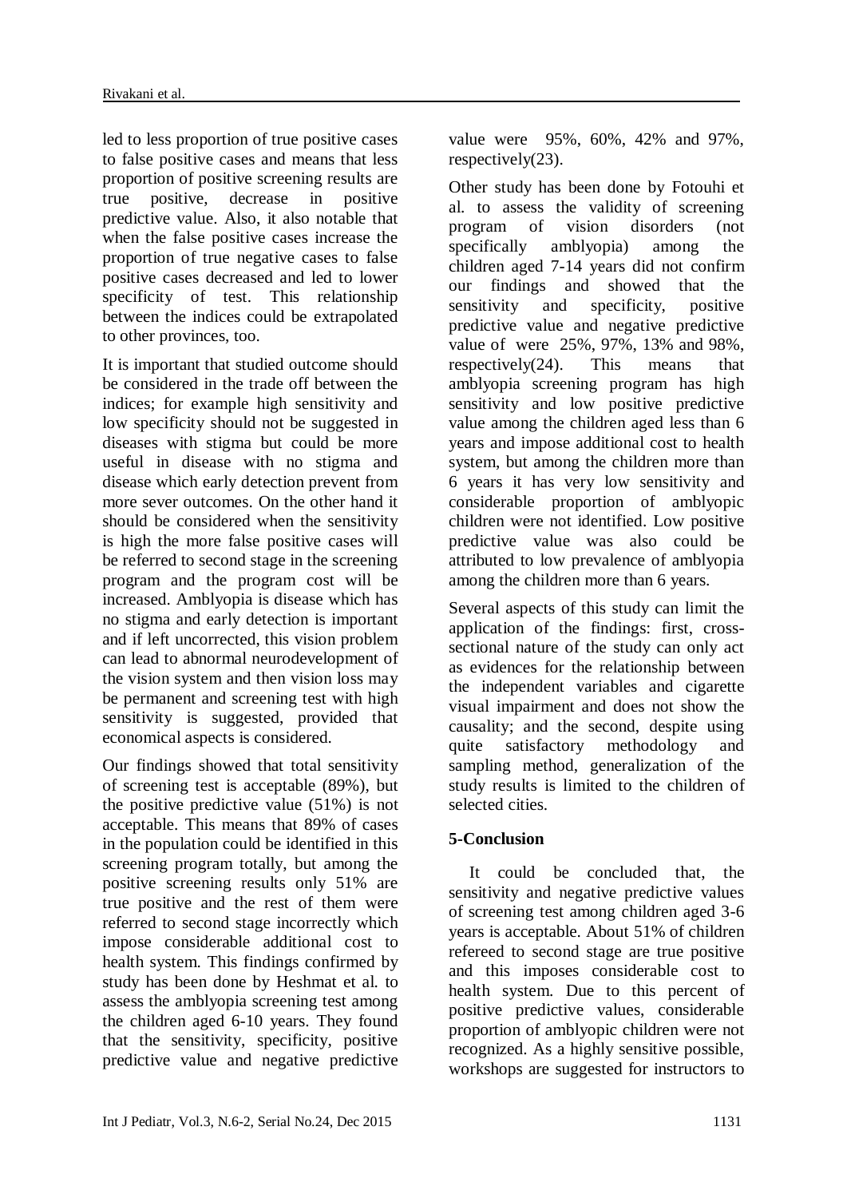led to less proportion of true positive cases to false positive cases and means that less proportion of positive screening results are true positive, decrease in positive predictive value. Also, it also notable that when the false positive cases increase the proportion of true negative cases to false positive cases decreased and led to lower specificity of test. This relationship between the indices could be extrapolated to other provinces, too.

It is important that studied outcome should be considered in the trade off between the indices; for example high sensitivity and low specificity should not be suggested in diseases with stigma but could be more useful in disease with no stigma and disease which early detection prevent from more sever outcomes. On the other hand it should be considered when the sensitivity is high the more false positive cases will be referred to second stage in the screening program and the program cost will be increased. Amblyopia is disease which has no stigma and early detection is important and if left uncorrected, this vision problem can lead to abnormal neurodevelopment of the vision system and then vision loss may be permanent and screening test with high sensitivity is suggested, provided that economical aspects is considered.

Our findings showed that total sensitivity of screening test is acceptable (89%), but the positive predictive value (51%) is not acceptable. This means that 89% of cases in the population could be identified in this screening program totally, but among the positive screening results only 51% are true positive and the rest of them were referred to second stage incorrectly which impose considerable additional cost to health system. This findings confirmed by study has been done by Heshmat et al. to assess the amblyopia screening test among the children aged 6-10 years. They found that the sensitivity, specificity, positive predictive value and negative predictive value were 95%, 60%, 42% and 97%, respectively(23).

Other study has been done by Fotouhi et al. to assess the validity of screening program of vision disorders (not specifically amblyopia) among the children aged 7-14 years did not confirm our findings and showed that the sensitivity and specificity, positive predictive value and negative predictive value of were 25%, 97%, 13% and 98%, respectively(24). This means that amblyopia screening program has high sensitivity and low positive predictive value among the children aged less than 6 years and impose additional cost to health system, but among the children more than 6 years it has very low sensitivity and considerable proportion of amblyopic children were not identified. Low positive predictive value was also could be attributed to low prevalence of amblyopia among the children more than 6 years.

Several aspects of this study can limit the application of the findings: first, cross-sectional nature of the study can only act as evidences for the relationship between the independent variables and cigarette visual impairment and does not show the causality; and the second, despite using quite satisfactory methodology and sampling method, generalization of the study results is limited to the children of selected cities.

## 5-Conclusion

It could be concluded that, the sensitivity and negative predictive values of screening test among children aged 3-6 years is acceptable. About 51% of children refereed to second stage are true positive and this imposes considerable cost to health system. Due to this percent of positive predictive values, considerable proportion of amblyopic children were not recognized. As a highly sensitive possible, workshops are suggested for instructors to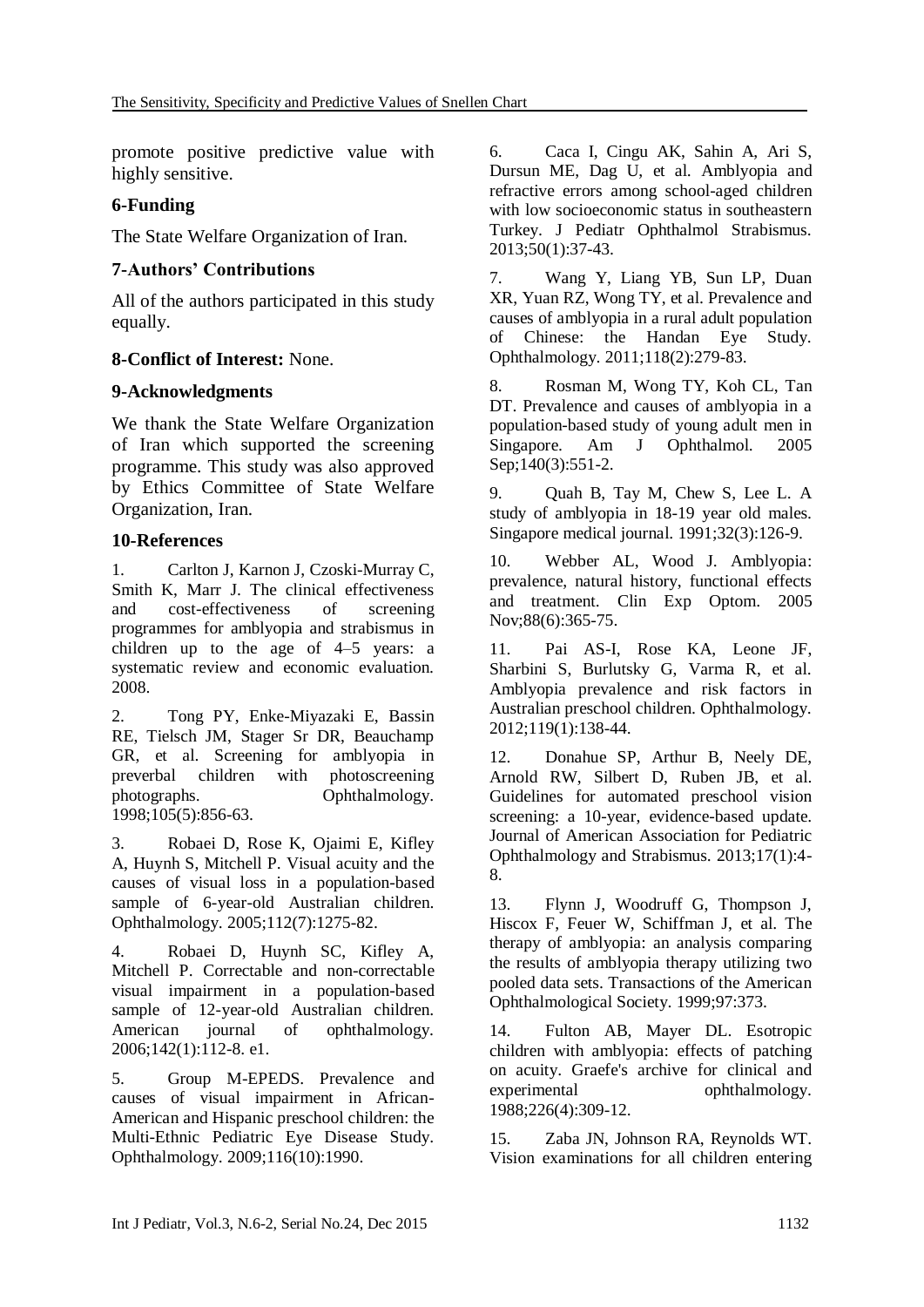promote positive predictive value with highly sensitive.

## 6-Funding

The State Welfare Organization of Iran.

## 7-Authors' Contributions

All of the authors participated in this study equally.

## 8-Conflict of Interest: None.

## 9-Acknowledgments

We thank the State Welfare Organization of Iran which supported the screening programme. This study was also approved by Ethics Committee of State Welfare Organization, Iran.

## 10-References

1. Carlton J, Karnon J, Czoski-Murray C, Smith K, Marr J. The clinical effectiveness and cost-effectiveness of screening programmes for amblyopia and strabismus in children up to the age of 4–5 years: a systematic review and economic evaluation. 2008.

2. Tong PY, Enke-Miyazaki E, Bassin RE, Tielsch JM, Stager Sr DR, Beauchamp GR, et al. Screening for amblyopia in preverbal children with photoscreening photographs. Ophthalmology. 1998;105(5):856-63.

3. Robaei D, Rose K, Ojaimi E, Kifley A, Huynh S, Mitchell P. Visual acuity and the causes of visual loss in a population-based sample of 6-year-old Australian children. Ophthalmology. 2005;112(7):1275-82.

4. Robaei D, Huynh SC, Kifley A, Mitchell P. Correctable and non-correctable visual impairment in a population-based sample of 12-year-old Australian children. American journal of ophthalmology. 2006;142(1):112-8. e1.

5. Group M-EPEDS. Prevalence and causes of visual impairment in African-American and Hispanic preschool children: the Multi-Ethnic Pediatric Eye Disease Study. Ophthalmology. 2009;116(10):1990.

6. Caca I, Cingu AK, Sahin A, Ari S, Dursun ME, Dag U, et al. Amblyopia and refractive errors among school-aged children with low socioeconomic status in southeastern Turkey. J Pediatr Ophthalmol Strabismus. 2013;50(1):37-43.

7. Wang Y, Liang YB, Sun LP, Duan XR, Yuan RZ, Wong TY, et al. Prevalence and causes of amblyopia in a rural adult population of Chinese: the Handan Eye Study. Ophthalmology. 2011;118(2):279-83.

8. Rosman M, Wong TY, Koh CL, Tan DT. Prevalence and causes of amblyopia in a population-based study of young adult men in Singapore. Am J Ophthalmol. 2005 Sep;140(3):551-2.

9. Quah B, Tay M, Chew S, Lee L. A study of amblyopia in 18-19 year old males. Singapore medical journal. 1991;32(3):126-9.

10. Webber AL, Wood J. Amblyopia: prevalence, natural history, functional effects and treatment. Clin Exp Optom. 2005 Nov;88(6):365-75.

11. Pai AS-I, Rose KA, Leone JF, Sharbini S, Burlutsky G, Varma R, et al. Amblyopia prevalence and risk factors in Australian preschool children. Ophthalmology. 2012;119(1):138-44.

12. Donahue SP, Arthur B, Neely DE, Arnold RW, Silbert D, Ruben JB, et al. Guidelines for automated preschool vision screening: a 10-year, evidence-based update. Journal of American Association for Pediatric Ophthalmology and Strabismus. 2013;17(1):4-8.

13. Flynn J, Woodruff G, Thompson J, Hiscox F, Feuer W, Schiffman J, et al. The therapy of amblyopia: an analysis comparing the results of amblyopia therapy utilizing two pooled data sets. Transactions of the American Ophthalmological Society. 1999;97:373.

14. Fulton AB, Mayer DL. Esotropic children with amblyopia: effects of patching on acuity. Graefe's archive for clinical and experimental ophthalmology. 1988;226(4):309-12.

15. Zaba JN, Johnson RA, Reynolds WT. Vision examinations for all children entering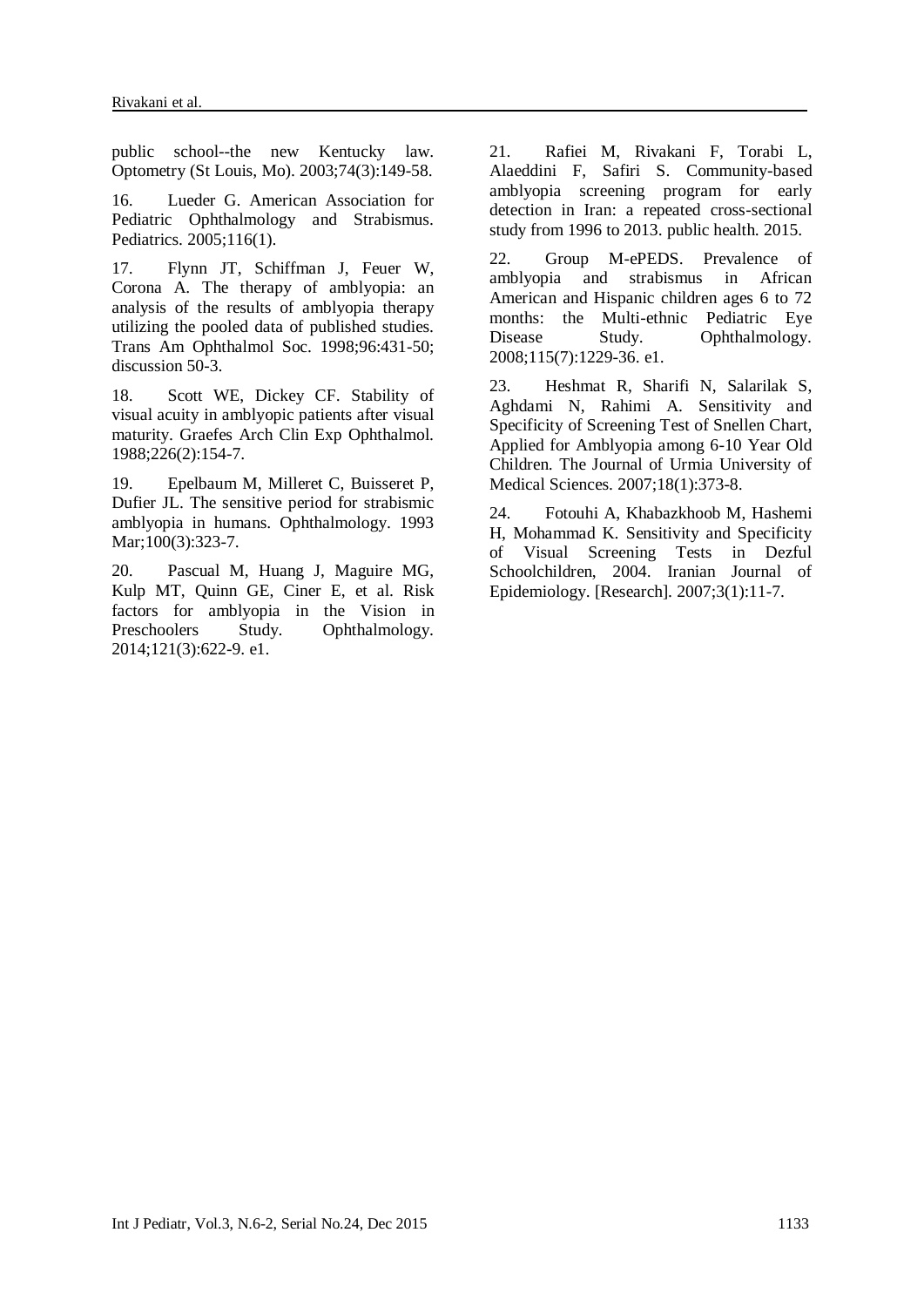public school--the new Kentucky law. Optometry (St Louis, Mo). 2003;74(3):149-58.

16. Lueder G. American Association for Pediatric Ophthalmology and Strabismus. Pediatrics. 2005;116(1).

17. Flynn JT, Schiffman J, Feuer W, Corona A. The therapy of amblyopia: an analysis of the results of amblyopia therapy utilizing the pooled data of published studies. Trans Am Ophthalmol Soc. 1998;96:431-50; discussion 50-3.

18. Scott WE, Dickey CF. Stability of visual acuity in amblyopic patients after visual maturity. Graefes Arch Clin Exp Ophthalmol. 1988;226(2):154-7.

19. Epelbaum M, Milleret C, Buisseret P, Dufier JL. The sensitive period for strabismic amblyopia in humans. Ophthalmology. 1993 Mar;100(3):323-7.

20. Pascual M, Huang J, Maguire MG, Kulp MT, Quinn GE, Ciner E, et al. Risk factors for amblyopia in the Vision in Preschoolers Study. Ophthalmology. 2014;121(3):622-9. e1.

21. Rafiei M, Rivakani F, Torabi L, Alaeddini F, Safiri S. Community-based amblyopia screening program for early detection in Iran: a repeated cross-sectional study from 1996 to 2013. public health. 2015.

22. Group M-ePEDS. Prevalence of amblyopia and strabismus in African American and Hispanic children ages 6 to 72 months: the Multi-ethnic Pediatric Eye Disease Study. Ophthalmology. 2008;115(7):1229-36. e1.

23. Heshmat R, Sharifi N, Salarilak S, Aghdami N, Rahimi A. Sensitivity and Specificity of Screening Test of Snellen Chart, Applied for Amblyopia among 6-10 Year Old Children. The Journal of Urmia University of Medical Sciences. 2007;18(1):373-8.

24. Fotouhi A, Khabazkhoob M, Hashemi H, Mohammad K. Sensitivity and Specificity of Visual Screening Tests in Dezful Schoolchildren, 2004. Iranian Journal of Epidemiology. [Research]. 2007;3(1):11-7.